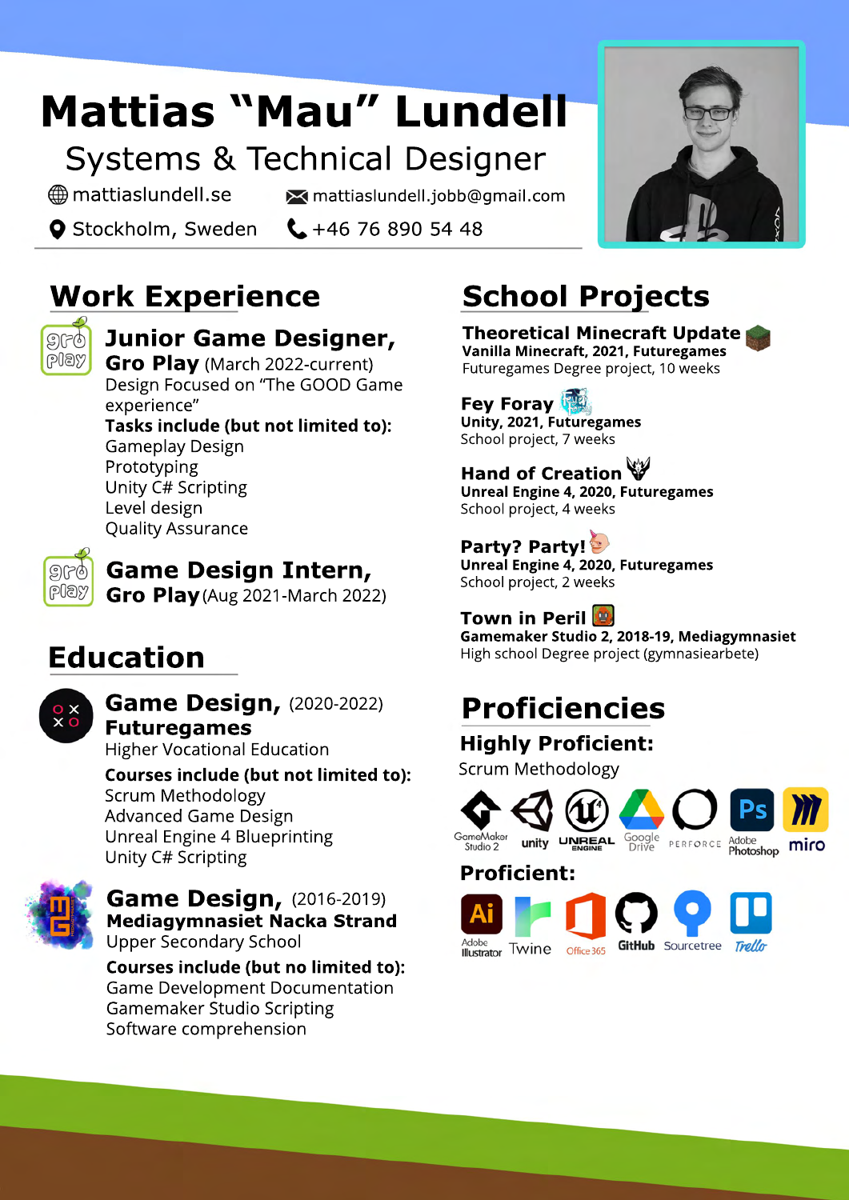# Mattias “Mau” Lundell

Systems & Technical Designer

mattiaslundell.se
mattiaslundell.jobb@gmail.com
Stockholm, Sweden
+46 76 890 54 48

## Work Experience

### Junior Game Designer, Gro Play (March 2022-current)

Design Focused on “The GOOD Game experience”

**Tasks include (but not limited to):**

- Gameplay Design
- Prototyping
- Unity C# Scripting
- Level design
- Quality Assurance

### Game Design Intern, Gro Play (Aug 2021-March 2022)

## Education

### Game Design, (2020-2022) Futuregames

Higher Vocational Education

**Courses include (but not limited to):**

- Scrum Methodology
- Advanced Game Design
- Unreal Engine 4 Blueprinting
- Unity C# Scripting

### Game Design, (2016-2019) Mediagymnasiet Nacka Strand

Upper Secondary School

**Courses include (but no limited to):**

- Game Development Documentation
- Gamemaker Studio Scripting
- Software comprehension

## School Projects

### Theoretical Minecraft Update

**Vanilla Minecraft, 2021, Futuregames**
Futuregames Degree project, 10 weeks

### Fey Foray

**Unity, 2021, Futuregames**
School project, 7 weeks

### Hand of Creation

**Unreal Engine 4, 2020, Futuregames**
School project, 4 weeks

### Party? Party!

**Unreal Engine 4, 2020, Futuregames**
School project, 2 weeks

### Town in Peril

**Gamemaker Studio 2, 2018-19, Mediagymnasiet**
High school Degree project (gymnasiearbete)

## Proficiencies

### Highly Proficient:

Scrum Methodology

GameMaker Studio 2, unity, Unreal Engine, Google Drive, Perforce, Adobe Photoshop, miro

### Proficient:

Adobe Illustrator, Twine, Office 365, GitHub, Sourcetree, Trello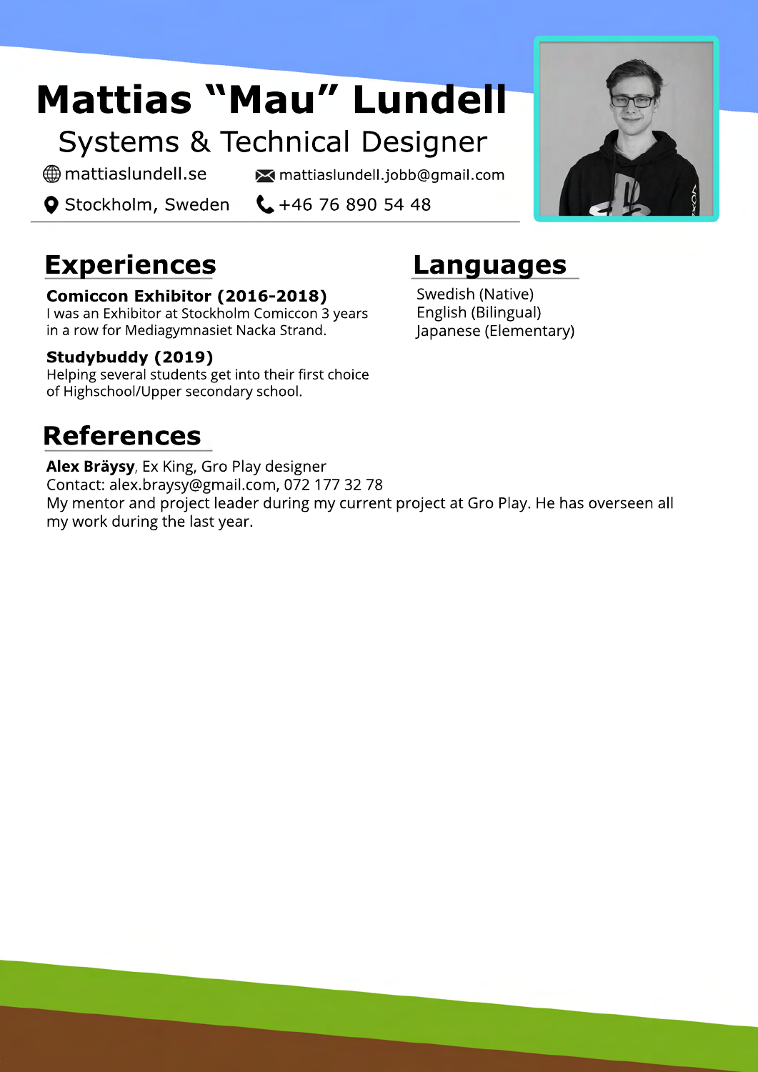# Mattias “Mau” Lundell

Systems & Technical Designer

mattiaslundell.se
mattiaslundell.jobb@gmail.com
Stockholm, Sweden
+46 76 890 54 48

## Experiences

**Comiccon Exhibitor (2016-2018)**
I was an Exhibitor at Stockholm Comiccon 3 years in a row for Mediagymnasiet Nacka Strand.

**Studybuddy (2019)**
Helping several students get into their first choice of Highschool/Upper secondary school.

## Languages

Swedish (Native)
English (Bilingual)
Japanese (Elementary)

## References

**Alex Bräysy**, Ex King, Gro Play designer
Contact: alex.braysy@gmail.com, 072 177 32 78
My mentor and project leader during my current project at Gro Play. He has overseen all my work during the last year.